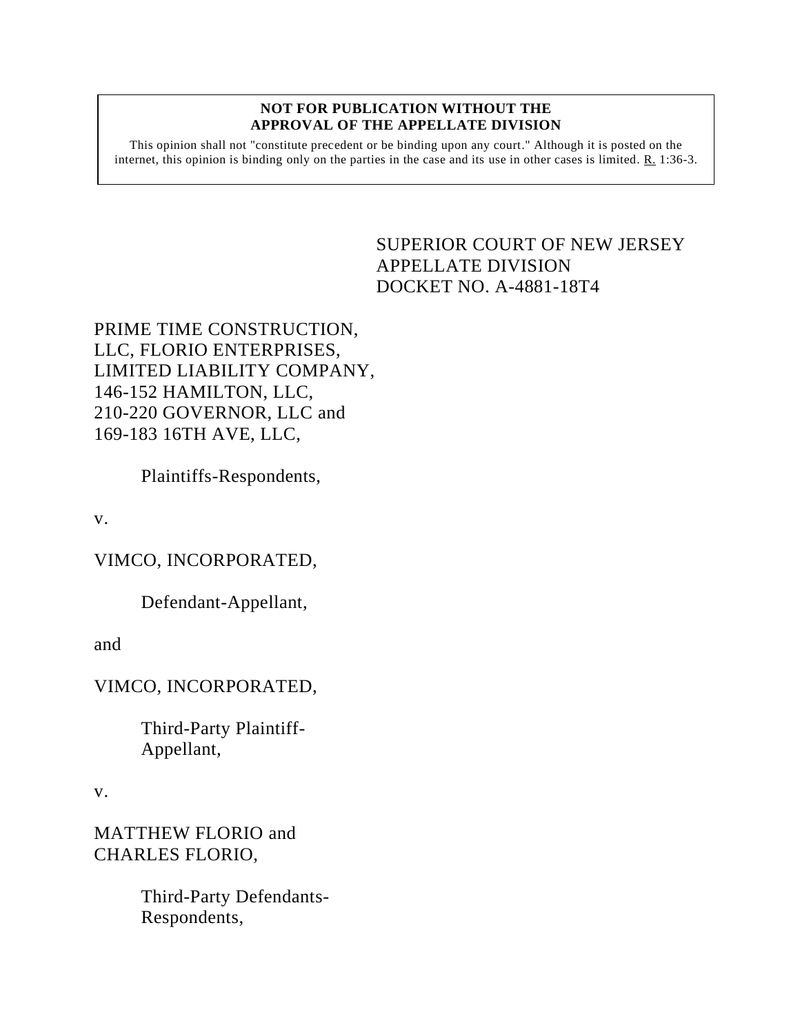**NOT FOR PUBLICATION WITHOUT THE APPROVAL OF THE APPELLATE DIVISION**

This opinion shall not "constitute precedent or be binding upon any court." Although it is posted on the internet, this opinion is binding only on the parties in the case and its use in other cases is limited. R. 1:36-3.

SUPERIOR COURT OF NEW JERSEY
APPELLATE DIVISION
DOCKET NO. A-4881-18T4

PRIME TIME CONSTRUCTION, LLC, FLORIO ENTERPRISES, LIMITED LIABILITY COMPANY, 146-152 HAMILTON, LLC, 210-220 GOVERNOR, LLC and 169-183 16TH AVE, LLC,

Plaintiffs-Respondents,

v.

VIMCO, INCORPORATED,

Defendant-Appellant,

and

VIMCO, INCORPORATED,

Third-Party Plaintiff-Appellant,

v.

MATTHEW FLORIO and CHARLES FLORIO,

Third-Party Defendants-Respondents,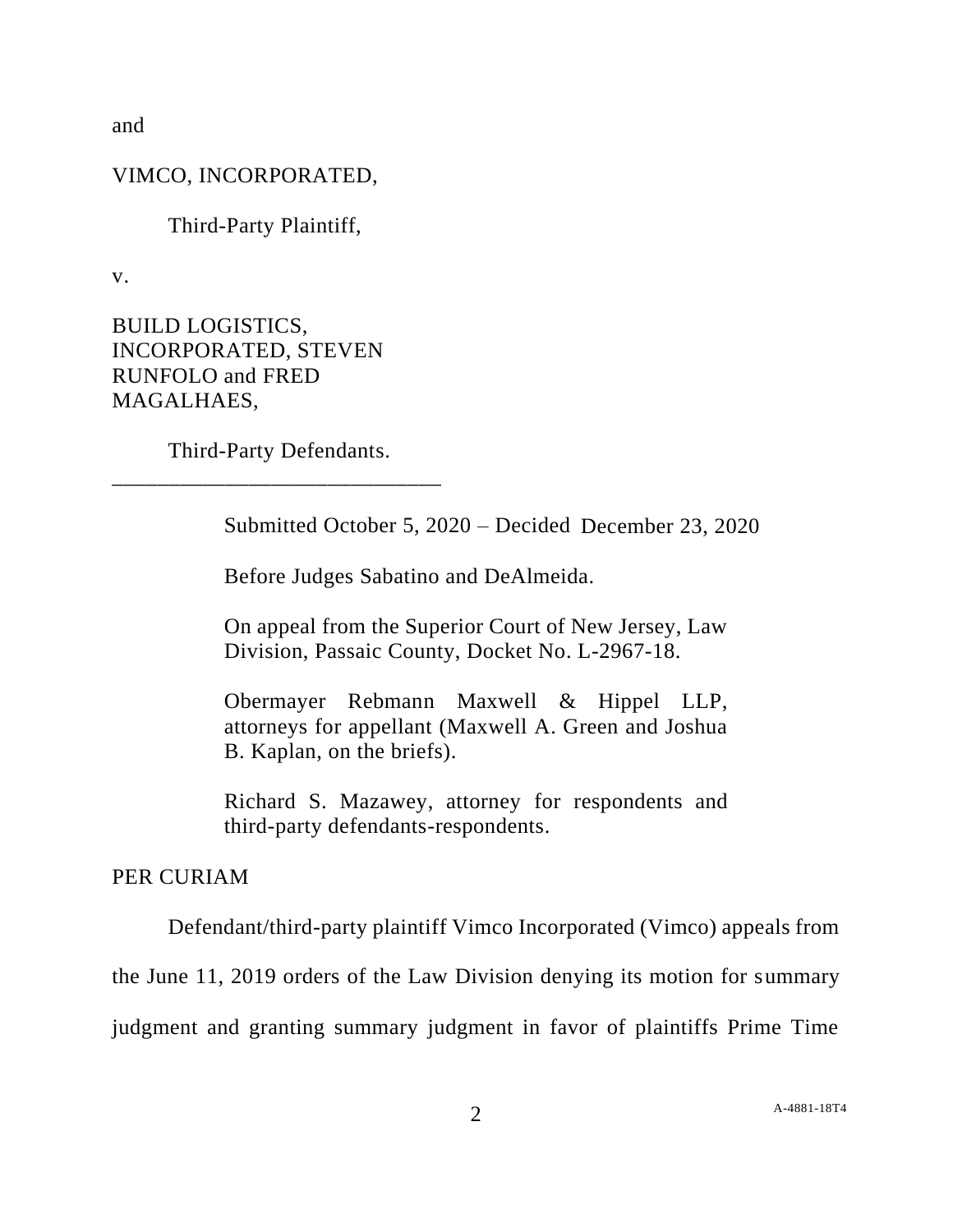and

VIMCO, INCORPORATED,

Third-Party Plaintiff,

v.

BUILD LOGISTICS, INCORPORATED, STEVEN RUNFOLO and FRED MAGALHAES,

Third-Party Defendants.

______________________________

Submitted October 5, 2020 – Decided December 23, 2020

Before Judges Sabatino and DeAlmeida.

On appeal from the Superior Court of New Jersey, Law Division, Passaic County, Docket No. L-2967-18.

Obermayer Rebmann Maxwell & Hippel LLP, attorneys for appellant (Maxwell A. Green and Joshua B. Kaplan, on the briefs).

Richard S. Mazawey, attorney for respondents and third-party defendants-respondents.

PER CURIAM

Defendant/third-party plaintiff Vimco Incorporated (Vimco) appeals from the June 11, 2019 orders of the Law Division denying its motion for summary judgment and granting summary judgment in favor of plaintiffs Prime Time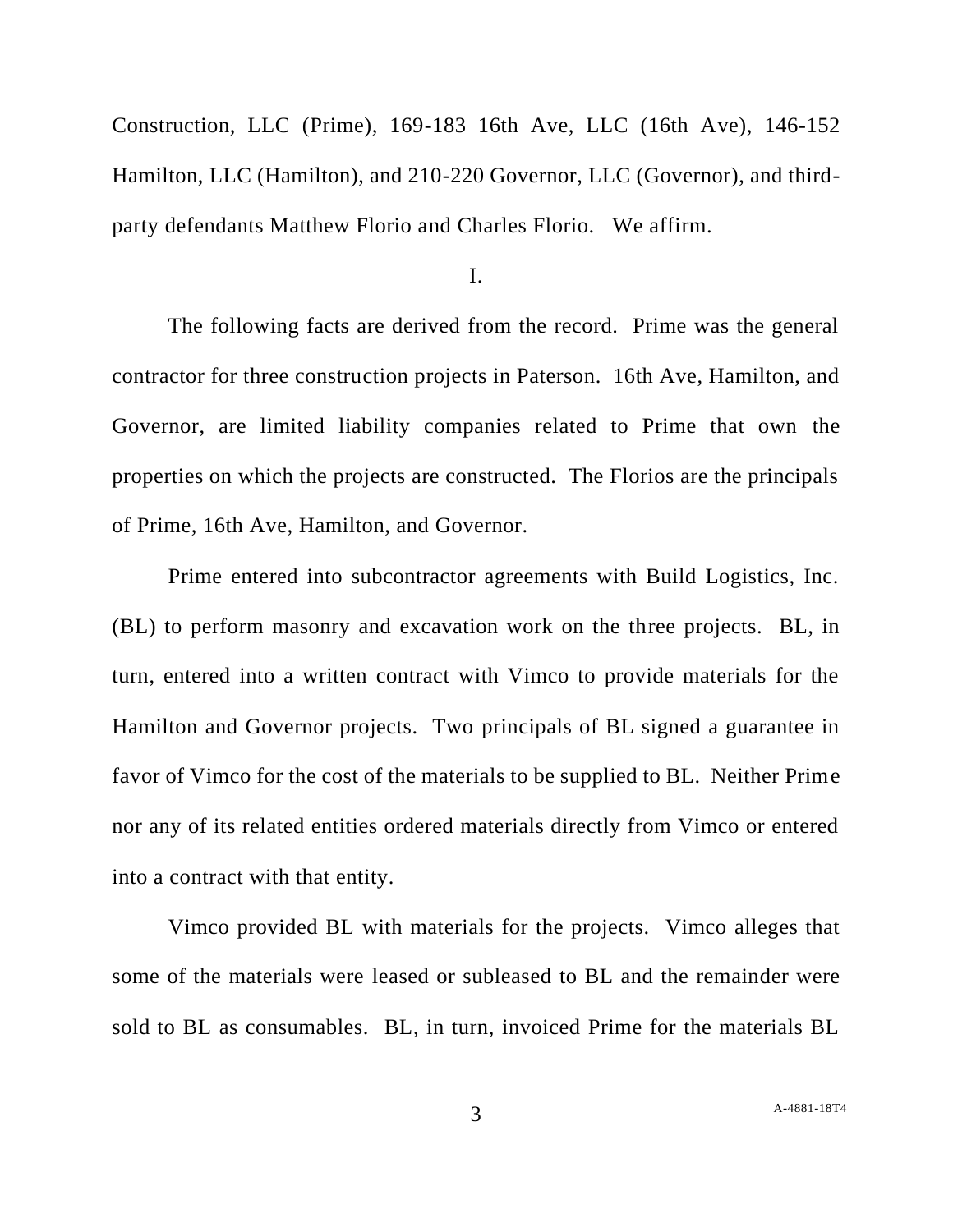Construction, LLC (Prime), 169-183 16th Ave, LLC (16th Ave), 146-152 Hamilton, LLC (Hamilton), and 210-220 Governor, LLC (Governor), and third-party defendants Matthew Florio and Charles Florio. We affirm.

I.

The following facts are derived from the record. Prime was the general contractor for three construction projects in Paterson. 16th Ave, Hamilton, and Governor, are limited liability companies related to Prime that own the properties on which the projects are constructed. The Florios are the principals of Prime, 16th Ave, Hamilton, and Governor.

Prime entered into subcontractor agreements with Build Logistics, Inc. (BL) to perform masonry and excavation work on the three projects. BL, in turn, entered into a written contract with Vimco to provide materials for the Hamilton and Governor projects. Two principals of BL signed a guarantee in favor of Vimco for the cost of the materials to be supplied to BL. Neither Prime nor any of its related entities ordered materials directly from Vimco or entered into a contract with that entity.

Vimco provided BL with materials for the projects. Vimco alleges that some of the materials were leased or subleased to BL and the remainder were sold to BL as consumables. BL, in turn, invoiced Prime for the materials BL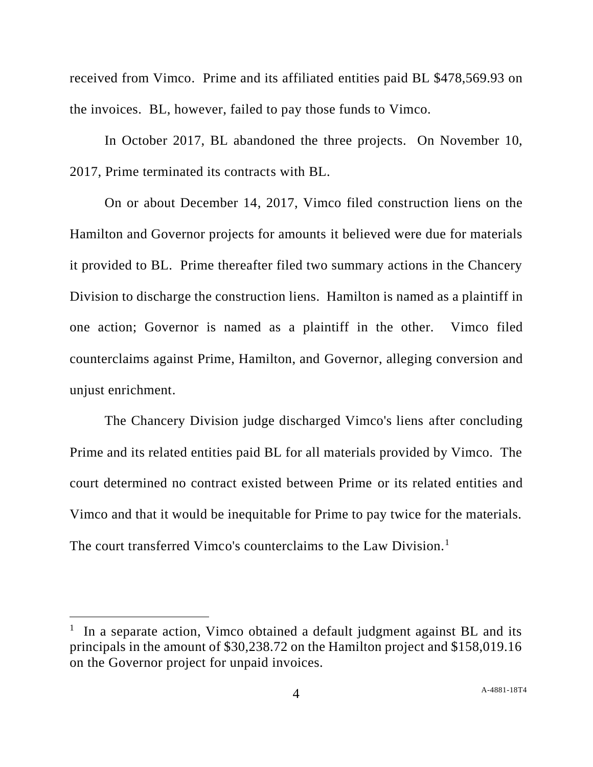received from Vimco. Prime and its affiliated entities paid BL $478,569.93 on the invoices. BL, however, failed to pay those funds to Vimco.

In October 2017, BL abandoned the three projects. On November 10, 2017, Prime terminated its contracts with BL.

On or about December 14, 2017, Vimco filed construction liens on the Hamilton and Governor projects for amounts it believed were due for materials it provided to BL. Prime thereafter filed two summary actions in the Chancery Division to discharge the construction liens. Hamilton is named as a plaintiff in one action; Governor is named as a plaintiff in the other. Vimco filed counterclaims against Prime, Hamilton, and Governor, alleging conversion and unjust enrichment.

The Chancery Division judge discharged Vimco's liens after concluding Prime and its related entities paid BL for all materials provided by Vimco. The court determined no contract existed between Prime or its related entities and Vimco and that it would be inequitable for Prime to pay twice for the materials. The court transferred Vimco's counterclaims to the Law Division.[1]

[1] In a separate action, Vimco obtained a default judgment against BL and its principals in the amount of $30,238.72 on the Hamilton project and $158,019.16 on the Governor project for unpaid invoices.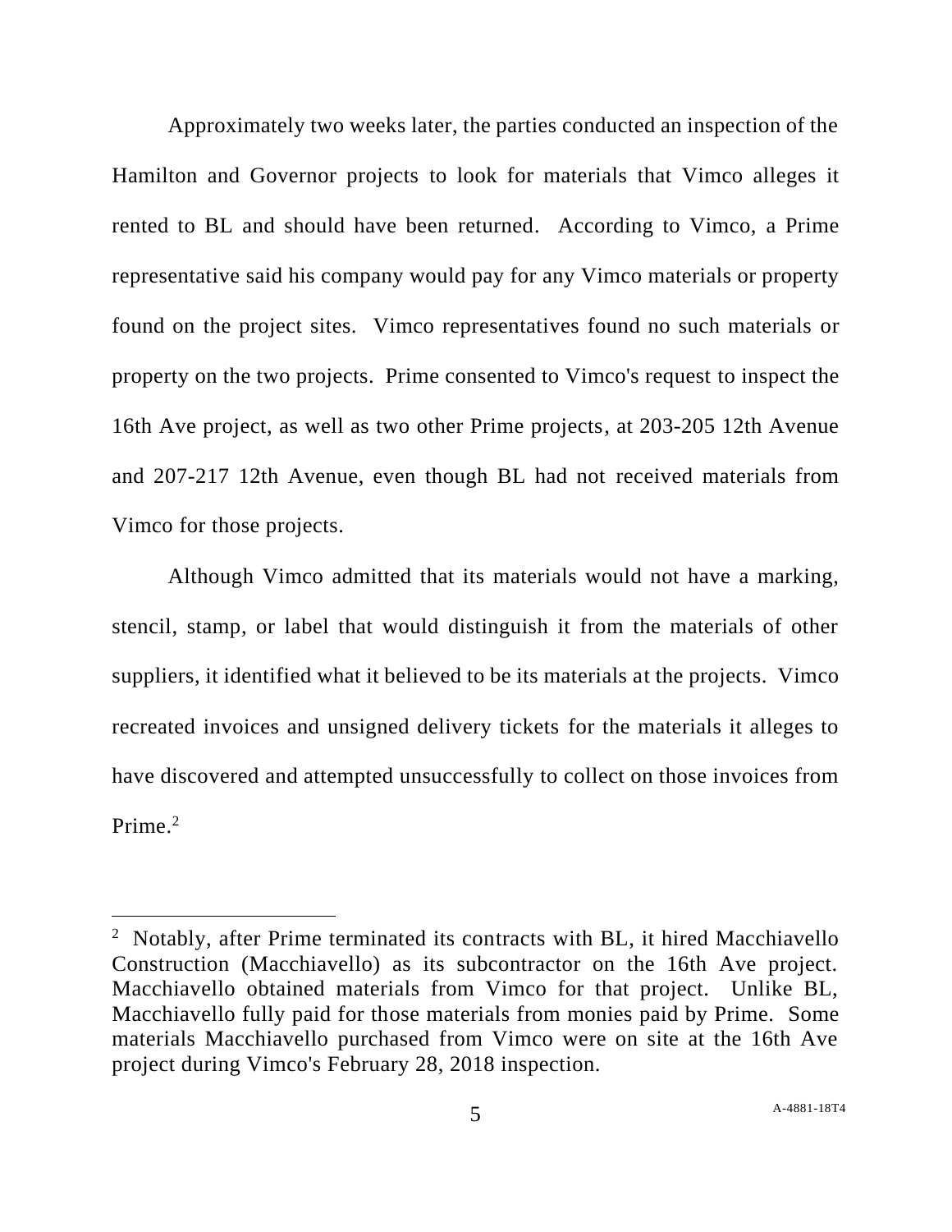Approximately two weeks later, the parties conducted an inspection of the Hamilton and Governor projects to look for materials that Vimco alleges it rented to BL and should have been returned. According to Vimco, a Prime representative said his company would pay for any Vimco materials or property found on the project sites. Vimco representatives found no such materials or property on the two projects. Prime consented to Vimco's request to inspect the 16th Ave project, as well as two other Prime projects, at 203-205 12th Avenue and 207-217 12th Avenue, even though BL had not received materials from Vimco for those projects.

Although Vimco admitted that its materials would not have a marking, stencil, stamp, or label that would distinguish it from the materials of other suppliers, it identified what it believed to be its materials at the projects. Vimco recreated invoices and unsigned delivery tickets for the materials it alleges to have discovered and attempted unsuccessfully to collect on those invoices from Prime.[2]

---

[2] Notably, after Prime terminated its contracts with BL, it hired Macchiavello Construction (Macchiavello) as its subcontractor on the 16th Ave project. Macchiavello obtained materials from Vimco for that project. Unlike BL, Macchiavello fully paid for those materials from monies paid by Prime. Some materials Macchiavello purchased from Vimco were on site at the 16th Ave project during Vimco's February 28, 2018 inspection.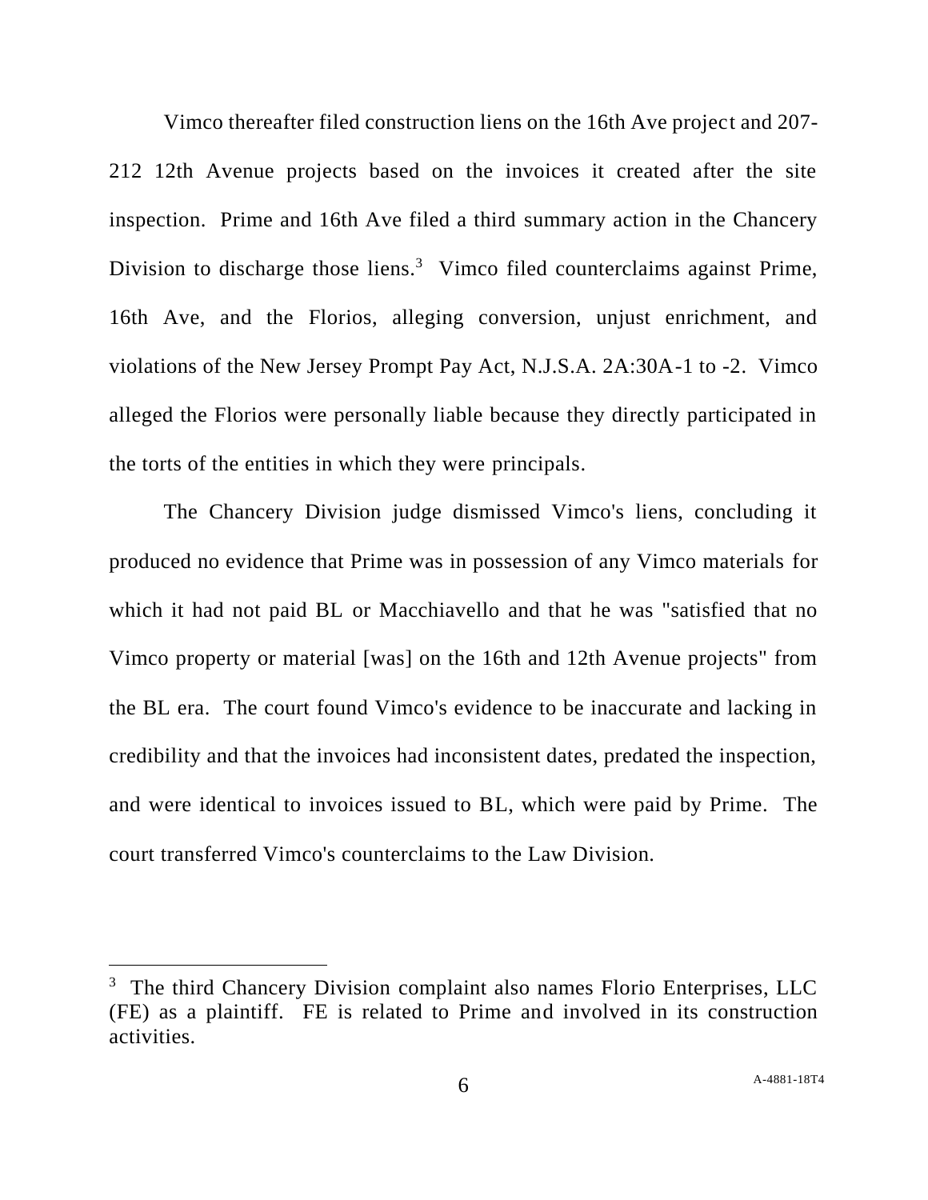Vimco thereafter filed construction liens on the 16th Ave project and 207-212 12th Avenue projects based on the invoices it created after the site inspection. Prime and 16th Ave filed a third summary action in the Chancery Division to discharge those liens.[3] Vimco filed counterclaims against Prime, 16th Ave, and the Florios, alleging conversion, unjust enrichment, and violations of the New Jersey Prompt Pay Act, N.J.S.A. 2A:30A-1 to -2. Vimco alleged the Florios were personally liable because they directly participated in the torts of the entities in which they were principals.

The Chancery Division judge dismissed Vimco's liens, concluding it produced no evidence that Prime was in possession of any Vimco materials for which it had not paid BL or Macchiavello and that he was "satisfied that no Vimco property or material [was] on the 16th and 12th Avenue projects" from the BL era. The court found Vimco's evidence to be inaccurate and lacking in credibility and that the invoices had inconsistent dates, predated the inspection, and were identical to invoices issued to BL, which were paid by Prime. The court transferred Vimco's counterclaims to the Law Division.

---

[3] The third Chancery Division complaint also names Florio Enterprises, LLC (FE) as a plaintiff. FE is related to Prime and involved in its construction activities.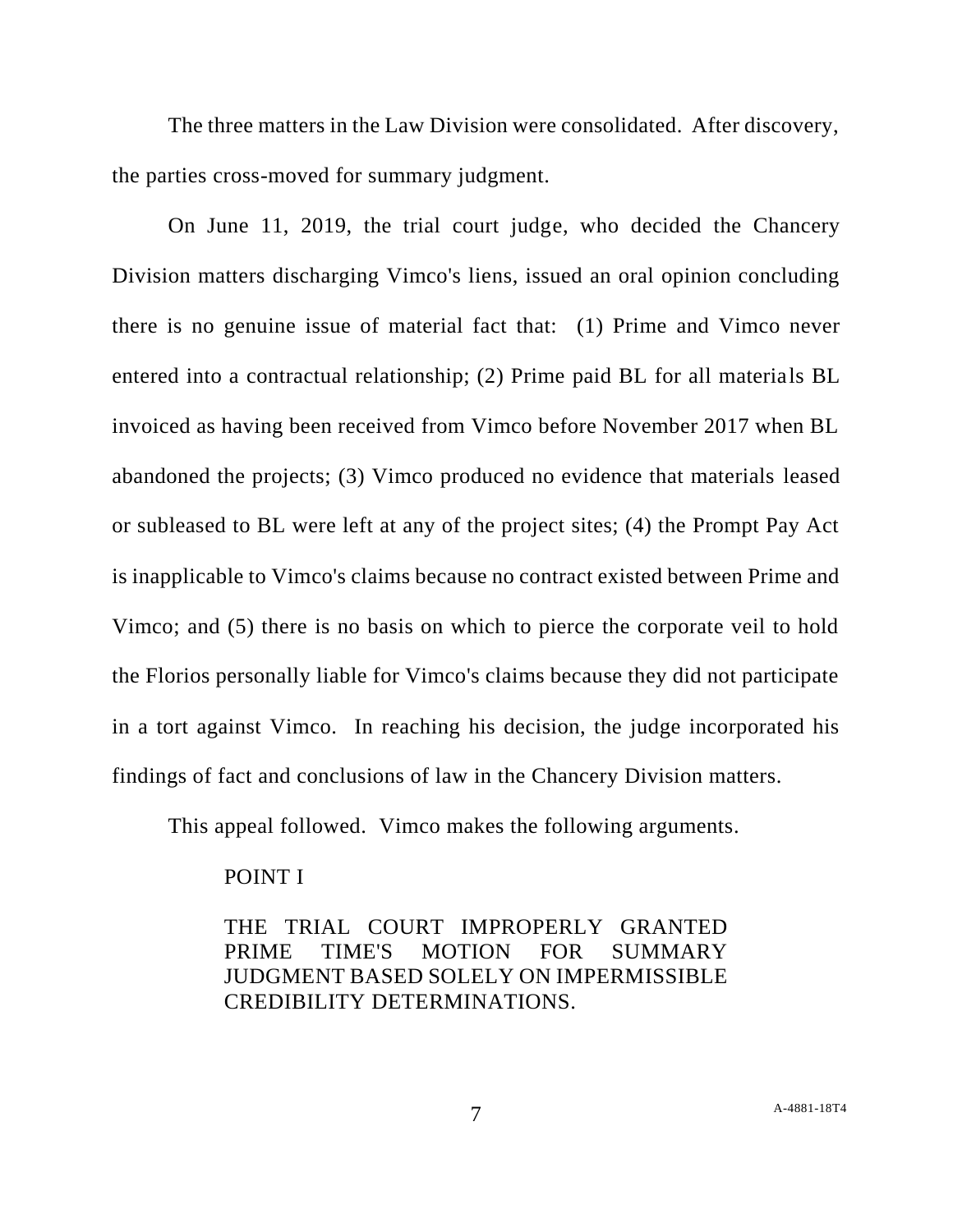The three matters in the Law Division were consolidated. After discovery, the parties cross-moved for summary judgment.

On June 11, 2019, the trial court judge, who decided the Chancery Division matters discharging Vimco's liens, issued an oral opinion concluding there is no genuine issue of material fact that: (1) Prime and Vimco never entered into a contractual relationship; (2) Prime paid BL for all materials BL invoiced as having been received from Vimco before November 2017 when BL abandoned the projects; (3) Vimco produced no evidence that materials leased or subleased to BL were left at any of the project sites; (4) the Prompt Pay Act is inapplicable to Vimco's claims because no contract existed between Prime and Vimco; and (5) there is no basis on which to pierce the corporate veil to hold the Florios personally liable for Vimco's claims because they did not participate in a tort against Vimco. In reaching his decision, the judge incorporated his findings of fact and conclusions of law in the Chancery Division matters.

This appeal followed. Vimco makes the following arguments.

POINT I

THE TRIAL COURT IMPROPERLY GRANTED PRIME TIME'S MOTION FOR SUMMARY JUDGMENT BASED SOLELY ON IMPERMISSIBLE CREDIBILITY DETERMINATIONS.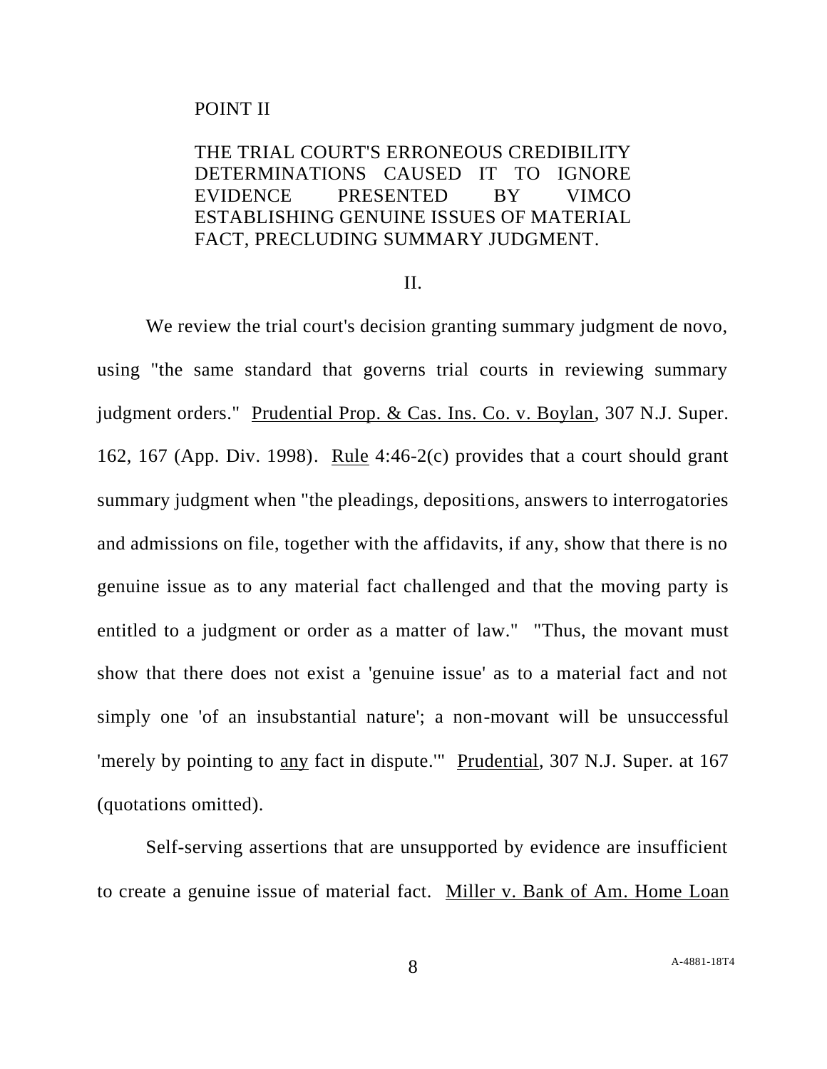POINT II

THE TRIAL COURT'S ERRONEOUS CREDIBILITY DETERMINATIONS CAUSED IT TO IGNORE EVIDENCE PRESENTED BY VIMCO ESTABLISHING GENUINE ISSUES OF MATERIAL FACT, PRECLUDING SUMMARY JUDGMENT.

## II.

We review the trial court's decision granting summary judgment de novo, using "the same standard that governs trial courts in reviewing summary judgment orders." Prudential Prop. & Cas. Ins. Co. v. Boylan, 307 N.J. Super. 162, 167 (App. Div. 1998). Rule 4:46-2(c) provides that a court should grant summary judgment when "the pleadings, depositions, answers to interrogatories and admissions on file, together with the affidavits, if any, show that there is no genuine issue as to any material fact challenged and that the moving party is entitled to a judgment or order as a matter of law." "Thus, the movant must show that there does not exist a 'genuine issue' as to a material fact and not simply one 'of an insubstantial nature'; a non-movant will be unsuccessful 'merely by pointing to any fact in dispute.'" Prudential, 307 N.J. Super. at 167 (quotations omitted).

Self-serving assertions that are unsupported by evidence are insufficient to create a genuine issue of material fact. Miller v. Bank of Am. Home Loan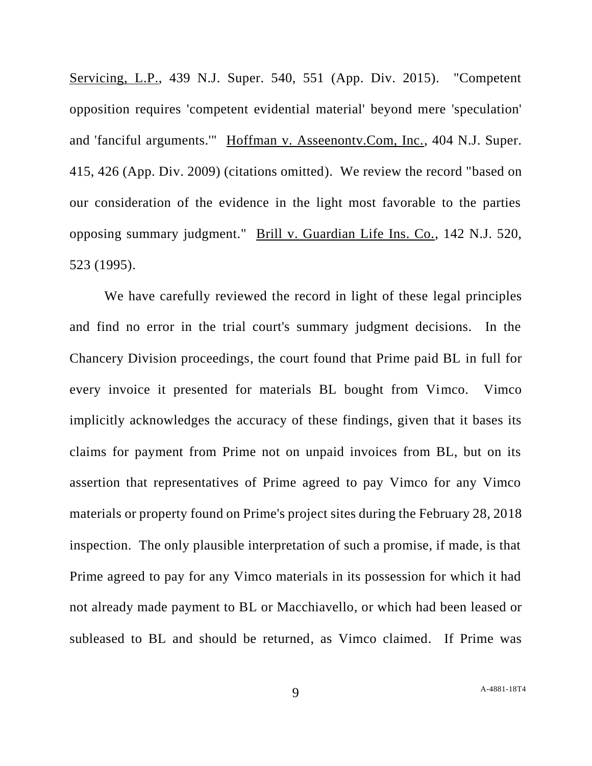Servicing, L.P., 439 N.J. Super. 540, 551 (App. Div. 2015). "Competent opposition requires 'competent evidential material' beyond mere 'speculation' and 'fanciful arguments.'" Hoffman v. Asseenontv.Com, Inc., 404 N.J. Super. 415, 426 (App. Div. 2009) (citations omitted). We review the record "based on our consideration of the evidence in the light most favorable to the parties opposing summary judgment." Brill v. Guardian Life Ins. Co., 142 N.J. 520, 523 (1995).

We have carefully reviewed the record in light of these legal principles and find no error in the trial court's summary judgment decisions. In the Chancery Division proceedings, the court found that Prime paid BL in full for every invoice it presented for materials BL bought from Vimco. Vimco implicitly acknowledges the accuracy of these findings, given that it bases its claims for payment from Prime not on unpaid invoices from BL, but on its assertion that representatives of Prime agreed to pay Vimco for any Vimco materials or property found on Prime's project sites during the February 28, 2018 inspection. The only plausible interpretation of such a promise, if made, is that Prime agreed to pay for any Vimco materials in its possession for which it had not already made payment to BL or Macchiavello, or which had been leased or subleased to BL and should be returned, as Vimco claimed. If Prime was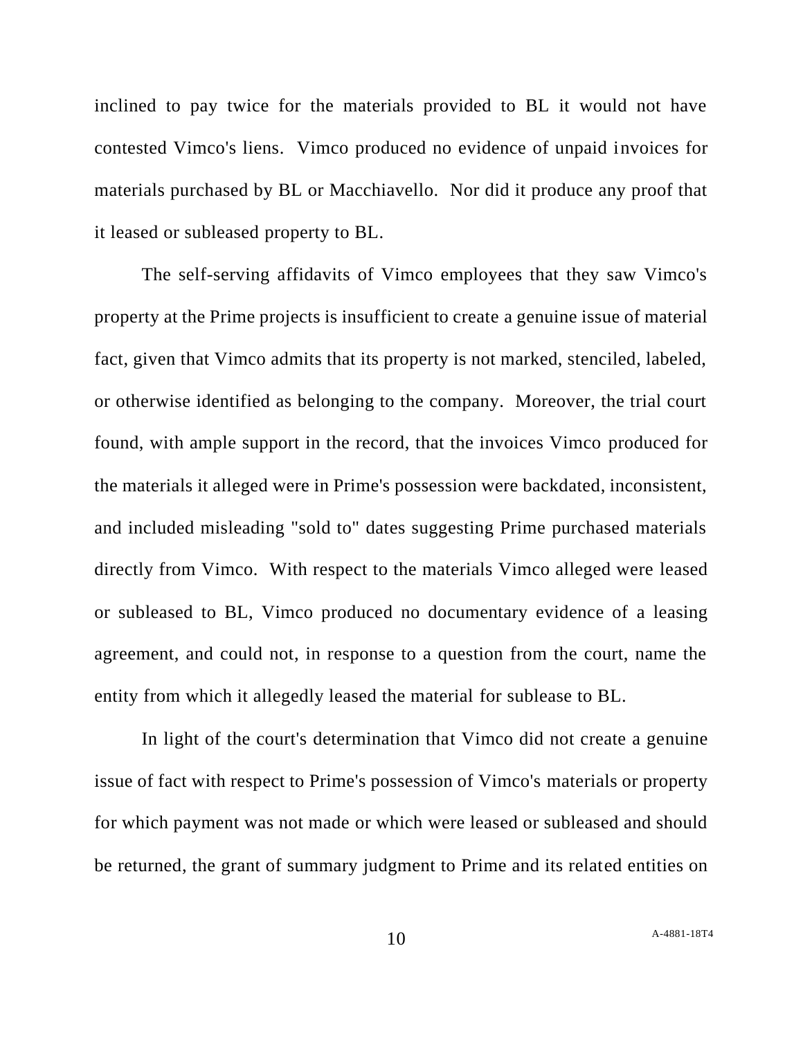inclined to pay twice for the materials provided to BL it would not have contested Vimco's liens. Vimco produced no evidence of unpaid invoices for materials purchased by BL or Macchiavello. Nor did it produce any proof that it leased or subleased property to BL.

The self-serving affidavits of Vimco employees that they saw Vimco's property at the Prime projects is insufficient to create a genuine issue of material fact, given that Vimco admits that its property is not marked, stenciled, labeled, or otherwise identified as belonging to the company. Moreover, the trial court found, with ample support in the record, that the invoices Vimco produced for the materials it alleged were in Prime's possession were backdated, inconsistent, and included misleading "sold to" dates suggesting Prime purchased materials directly from Vimco. With respect to the materials Vimco alleged were leased or subleased to BL, Vimco produced no documentary evidence of a leasing agreement, and could not, in response to a question from the court, name the entity from which it allegedly leased the material for sublease to BL.

In light of the court's determination that Vimco did not create a genuine issue of fact with respect to Prime's possession of Vimco's materials or property for which payment was not made or which were leased or subleased and should be returned, the grant of summary judgment to Prime and its related entities on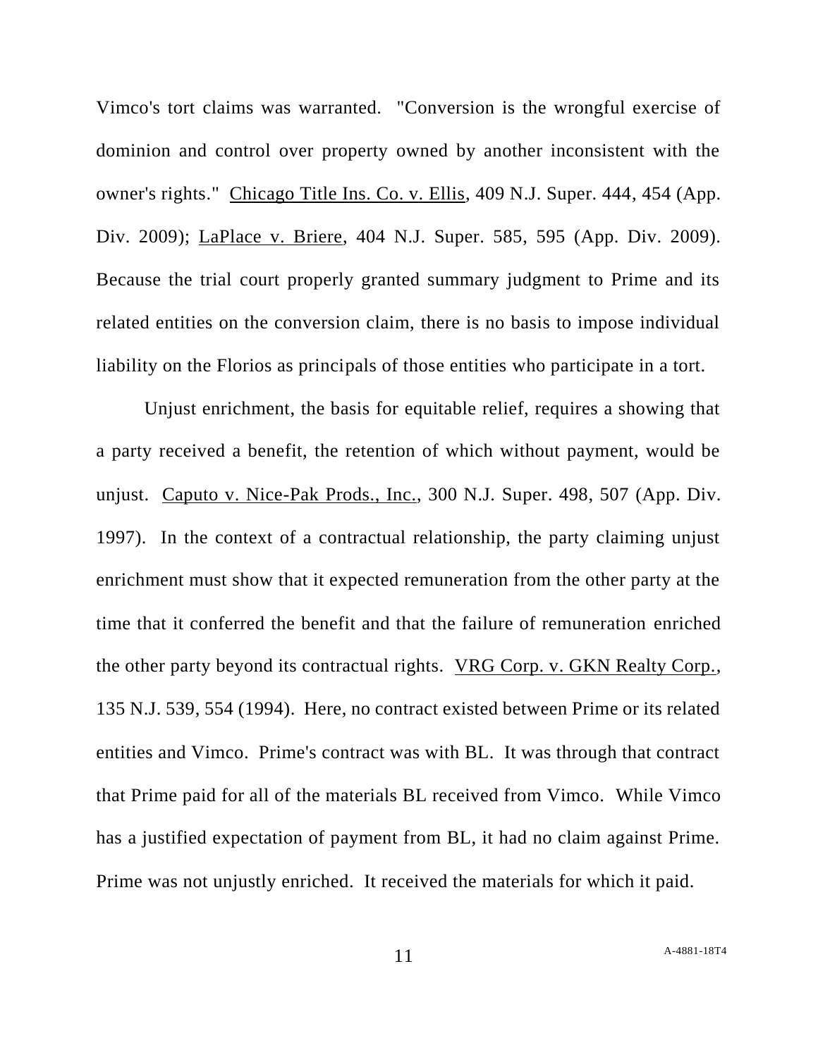Vimco's tort claims was warranted. "Conversion is the wrongful exercise of dominion and control over property owned by another inconsistent with the owner's rights." Chicago Title Ins. Co. v. Ellis, 409 N.J. Super. 444, 454 (App. Div. 2009); LaPlace v. Briere, 404 N.J. Super. 585, 595 (App. Div. 2009). Because the trial court properly granted summary judgment to Prime and its related entities on the conversion claim, there is no basis to impose individual liability on the Florios as principals of those entities who participate in a tort.

Unjust enrichment, the basis for equitable relief, requires a showing that a party received a benefit, the retention of which without payment, would be unjust. Caputo v. Nice-Pak Prods., Inc., 300 N.J. Super. 498, 507 (App. Div. 1997). In the context of a contractual relationship, the party claiming unjust enrichment must show that it expected remuneration from the other party at the time that it conferred the benefit and that the failure of remuneration enriched the other party beyond its contractual rights. VRG Corp. v. GKN Realty Corp., 135 N.J. 539, 554 (1994). Here, no contract existed between Prime or its related entities and Vimco. Prime's contract was with BL. It was through that contract that Prime paid for all of the materials BL received from Vimco. While Vimco has a justified expectation of payment from BL, it had no claim against Prime. Prime was not unjustly enriched. It received the materials for which it paid.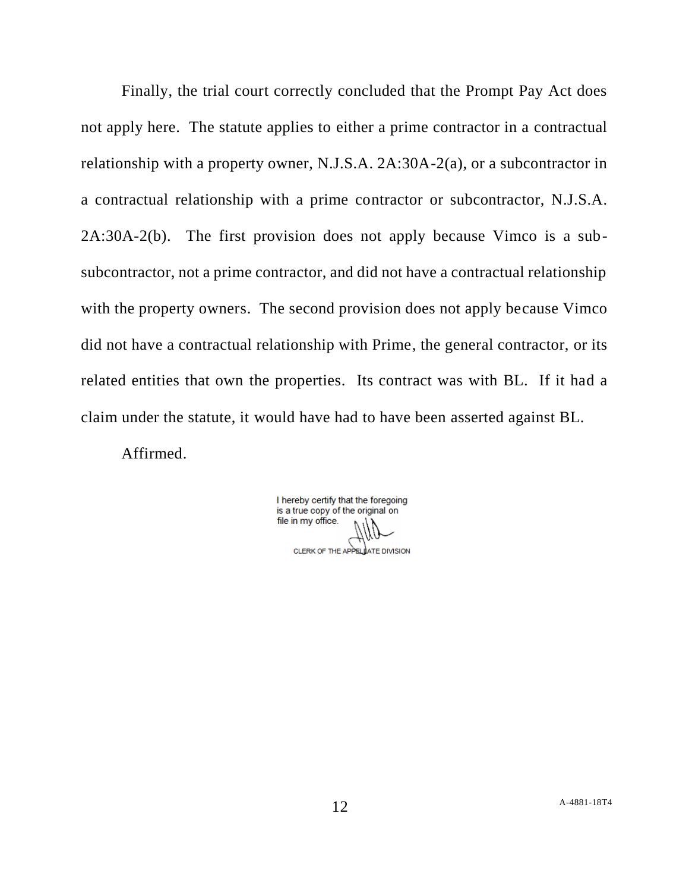Finally, the trial court correctly concluded that the Prompt Pay Act does not apply here. The statute applies to either a prime contractor in a contractual relationship with a property owner, N.J.S.A. 2A:30A-2(a), or a subcontractor in a contractual relationship with a prime contractor or subcontractor, N.J.S.A. 2A:30A-2(b). The first provision does not apply because Vimco is a sub-subcontractor, not a prime contractor, and did not have a contractual relationship with the property owners. The second provision does not apply because Vimco did not have a contractual relationship with Prime, the general contractor, or its related entities that own the properties. Its contract was with BL. If it had a claim under the statute, it would have had to have been asserted against BL.

Affirmed.

I hereby certify that the foregoing is a true copy of the original on file in my office.

CLERK OF THE APPELLATE DIVISION